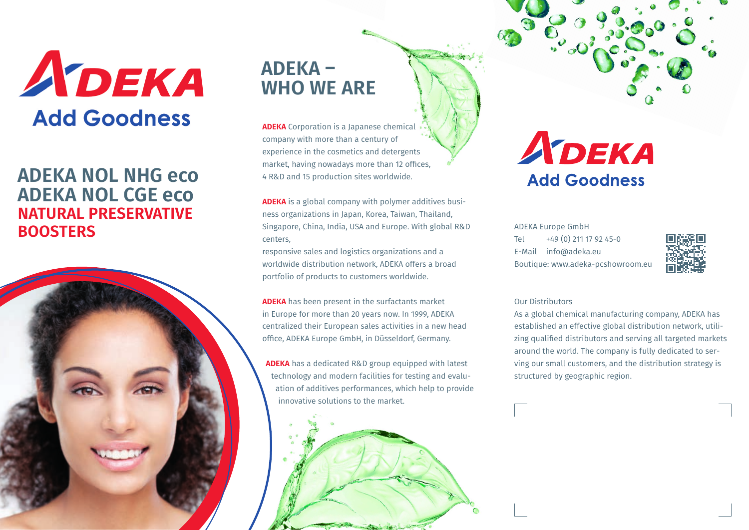# ADEKA
Add Goodness

## ADEKA NOL NHG eco
## ADEKA NOL CGE eco
## NATURAL PRESERVATIVE BOOSTERS

## ADEKA – WHO WE ARE

**ADEKA** Corporation is a Japanese chemical company with more than a century of experience in the cosmetics and detergents market, having nowadays more than 12 offices, 4 R&D and 15 production sites worldwide.

**ADEKA** is a global company with polymer additives business organizations in Japan, Korea, Taiwan, Thailand, Singapore, China, India, USA and Europe. With global R&D centers,

responsive sales and logistics organizations and a worldwide distribution network, ADEKA offers a broad portfolio of products to customers worldwide.

**ADEKA** has been present in the surfactants market in Europe for more than 20 years now. In 1999, ADEKA centralized their European sales activities in a new head office, ADEKA Europe GmbH, in Düsseldorf, Germany.

**ADEKA** has a dedicated R&D group equipped with latest technology and modern facilities for testing and evaluation of additives performances, which help to provide innovative solutions to the market.

ADEKA
Add Goodness

ADEKA Europe GmbH
Tel +49 (0) 211 17 92 45-0
E-Mail info@adeka.eu
Boutique: www.adeka-pcshowroom.eu

Our Distributors
As a global chemical manufacturing company, ADEKA has established an effective global distribution network, utilizing qualified distributors and serving all targeted markets around the world. The company is fully dedicated to serving our small customers, and the distribution strategy is structured by geographic region.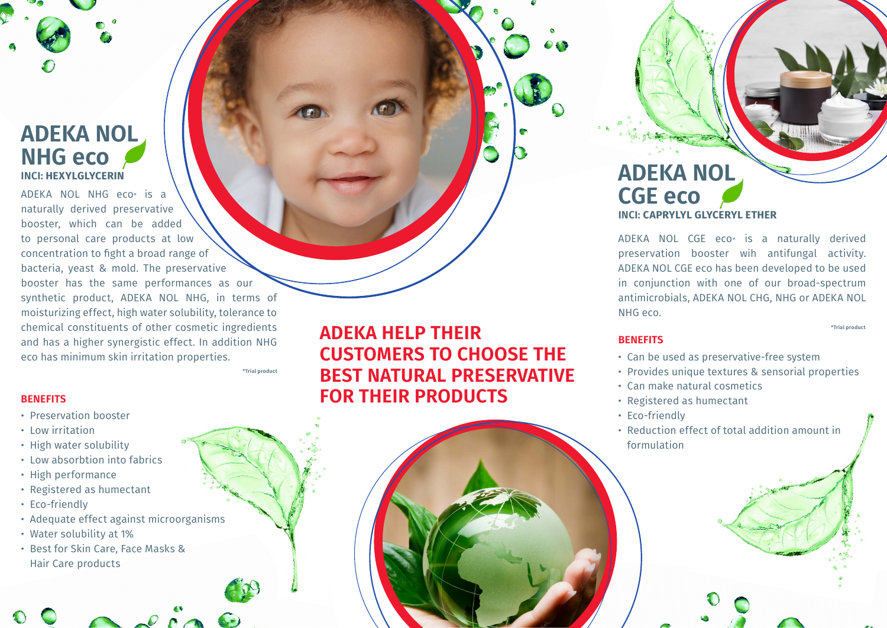## ADEKA NOL NHG eco

**INCI: HEXYLGLYCERIN**

ADEKA NOL NHG eco* is a naturally derived preservative booster, which can be added to personal care products at low concentration to fight a broad range of bacteria, yeast & mold. The preservative booster has the same performances as our synthetic product, ADEKA NOL NHG, in terms of moisturizing effect, high water solubility, tolerance to chemical constituents of other cosmetic ingredients and has a higher synergistic effect. In addition NHG eco has minimum skin irritation properties.

*Trial product

### BENEFITS

- Preservation booster
- Low irritation
- High water solubility
- Low absorbtion into fabrics
- High performance
- Registered as humectant
- Eco-friendly
- Adequate effect against microorganisms
- Water solubility at 1%
- Best for Skin Care, Face Masks & Hair Care products

## ADEKA HELP THEIR CUSTOMERS TO CHOOSE THE BEST NATURAL PRESERVATIVE FOR THEIR PRODUCTS

## ADEKA NOL CGE eco

**INCI: CAPRYLYL GLYCERYL ETHER**

ADEKA NOL CGE eco* is a naturally derived preservation booster wih antifungal activity. ADEKA NOL CGE eco has been developed to be used in conjunction with one of our broad-spectrum antimicrobials, ADEKA NOL CHG, NHG or ADEKA NOL NHG eco.

*Trial product

### BENEFITS

- Can be used as preservative-free system
- Provides unique textures & sensorial properties
- Can make natural cosmetics
- Registered as humectant
- Eco-friendly
- Reduction effect of total addition amount in formulation